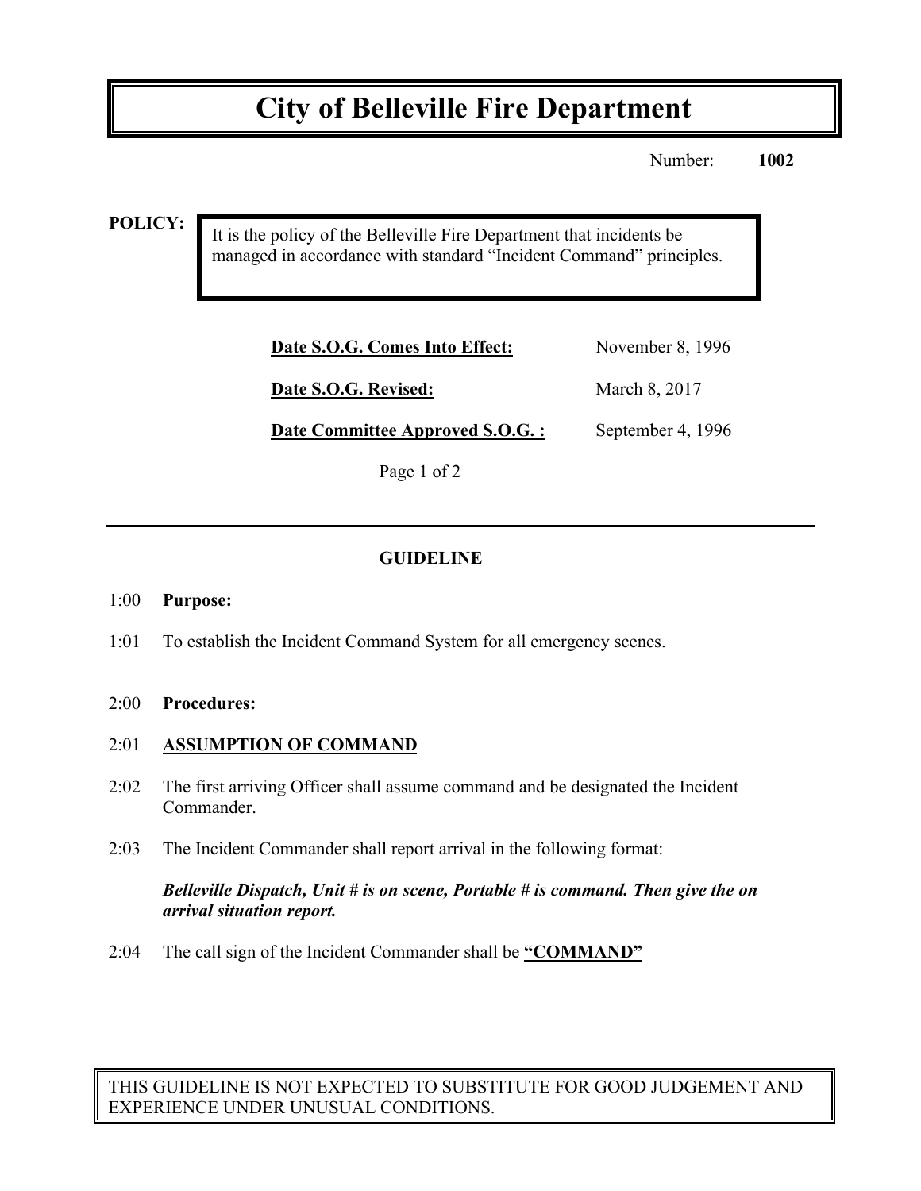# City of Belleville Fire Department

Number: **1002**

**POLICY:**

It is the policy of the Belleville Fire Department that incidents be managed in accordance with standard "Incident Command" principles.

| | |
|---|---|
| **Date S.O.G. Comes Into Effect:** | November 8, 1996 |
| **Date S.O.G. Revised:** | March 8, 2017 |
| **Date Committee Approved S.O.G. :** | September 4, 1996 |

---

## GUIDELINE

1:00 **Purpose:**

1:01 To establish the Incident Command System for all emergency scenes.

2:00 **Procedures:**

2:01 **ASSUMPTION OF COMMAND**

2:02 The first arriving Officer shall assume command and be designated the Incident Commander.

2:03 The Incident Commander shall report arrival in the following format:

***Belleville Dispatch, Unit # is on scene, Portable # is command. Then give the on arrival situation report.***

2:04 The call sign of the Incident Commander shall be **"COMMAND"**

THIS GUIDELINE IS NOT EXPECTED TO SUBSTITUTE FOR GOOD JUDGEMENT AND EXPERIENCE UNDER UNUSUAL CONDITIONS.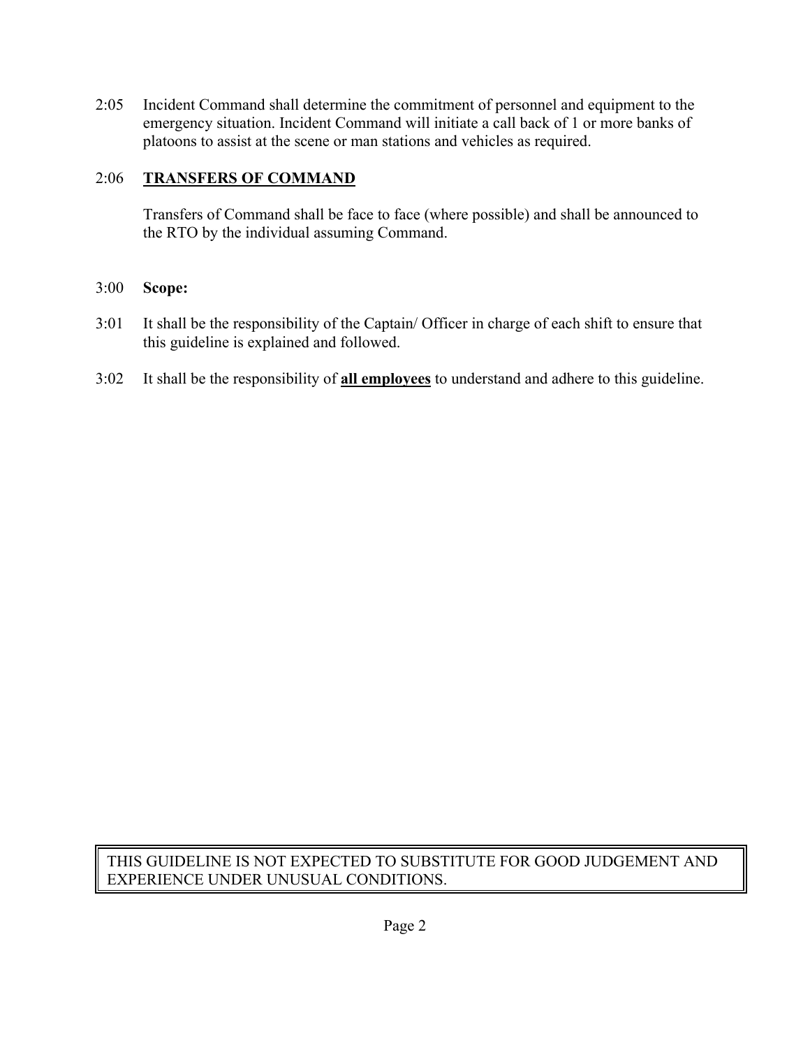2:05 Incident Command shall determine the commitment of personnel and equipment to the emergency situation. Incident Command will initiate a call back of 1 or more banks of platoons to assist at the scene or man stations and vehicles as required.

2:06 **TRANSFERS OF COMMAND**

Transfers of Command shall be face to face (where possible) and shall be announced to the RTO by the individual assuming Command.

3:00 **Scope:**

3:01 It shall be the responsibility of the Captain/ Officer in charge of each shift to ensure that this guideline is explained and followed.

3:02 It shall be the responsibility of **all employees** to understand and adhere to this guideline.

THIS GUIDELINE IS NOT EXPECTED TO SUBSTITUTE FOR GOOD JUDGEMENT AND EXPERIENCE UNDER UNUSUAL CONDITIONS.